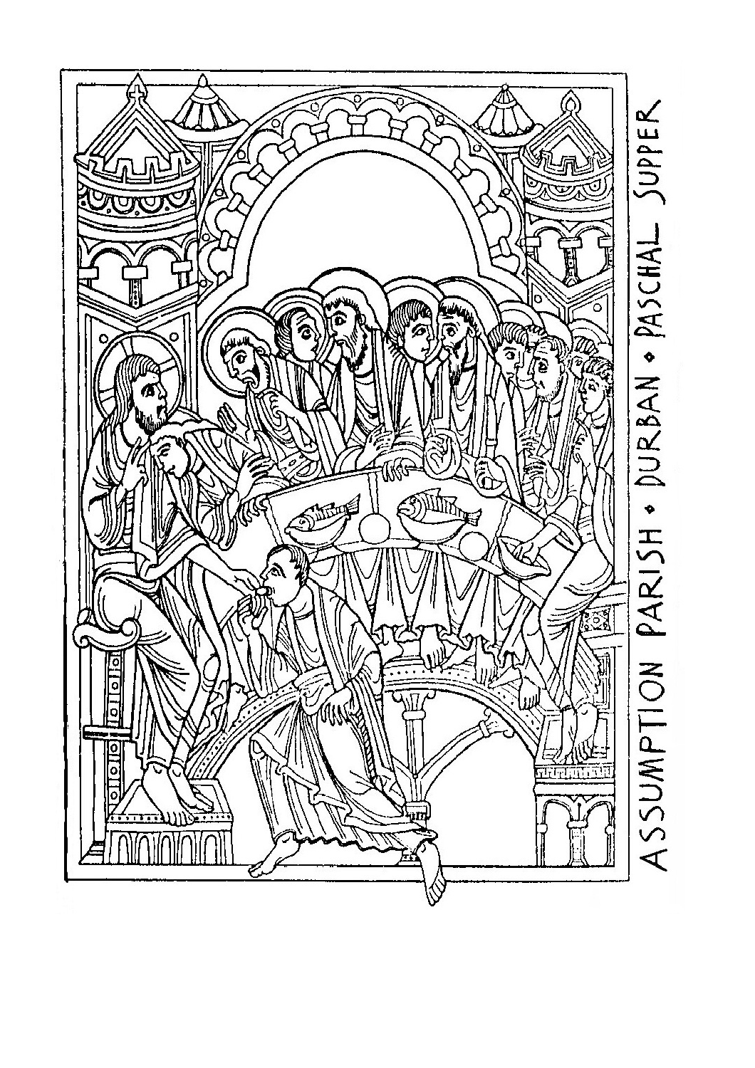ASSUMPTION PARISH • DURBAN • PASCHAL SUPPER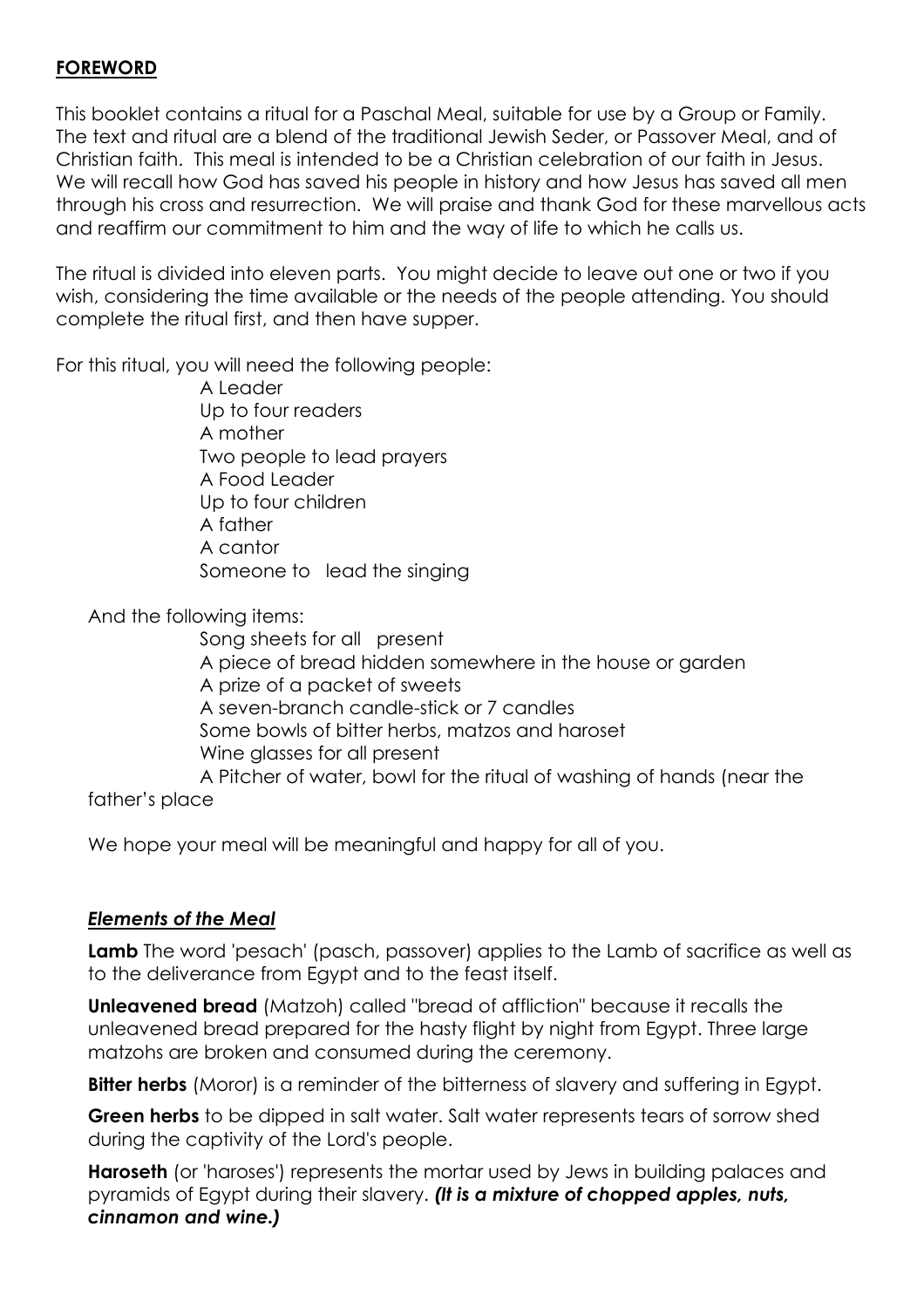**FOREWORD**

This booklet contains a ritual for a Paschal Meal, suitable for use by a Group or Family. The text and ritual are a blend of the traditional Jewish Seder, or Passover Meal, and of Christian faith. This meal is intended to be a Christian celebration of our faith in Jesus. We will recall how God has saved his people in history and how Jesus has saved all men through his cross and resurrection. We will praise and thank God for these marvellous acts and reaffirm our commitment to him and the way of life to which he calls us.

The ritual is divided into eleven parts. You might decide to leave out one or two if you wish, considering the time available or the needs of the people attending. You should complete the ritual first, and then have supper.

For this ritual, you will need the following people:

- A Leader
- Up to four readers
- A mother
- Two people to lead prayers
- A Food Leader
- Up to four children
- A father
- A cantor
- Someone to lead the singing

And the following items:

- Song sheets for all present
- A piece of bread hidden somewhere in the house or garden
- A prize of a packet of sweets
- A seven-branch candle-stick or 7 candles
- Some bowls of bitter herbs, matzos and haroset
- Wine glasses for all present
- A Pitcher of water, bowl for the ritual of washing of hands (near the father's place

We hope your meal will be meaningful and happy for all of you.

***Elements of the Meal***

**Lamb** The word 'pesach' (pasch, passover) applies to the Lamb of sacrifice as well as to the deliverance from Egypt and to the feast itself.

**Unleavened bread** (Matzoh) called "bread of affliction" because it recalls the unleavened bread prepared for the hasty flight by night from Egypt. Three large matzohs are broken and consumed during the ceremony.

**Bitter herbs** (Moror) is a reminder of the bitterness of slavery and suffering in Egypt.

**Green herbs** to be dipped in salt water. Salt water represents tears of sorrow shed during the captivity of the Lord's people.

**Haroseth** (or 'haroses') represents the mortar used by Jews in building palaces and pyramids of Egypt during their slavery. ***(It is a mixture of chopped apples, nuts, cinnamon and wine.)***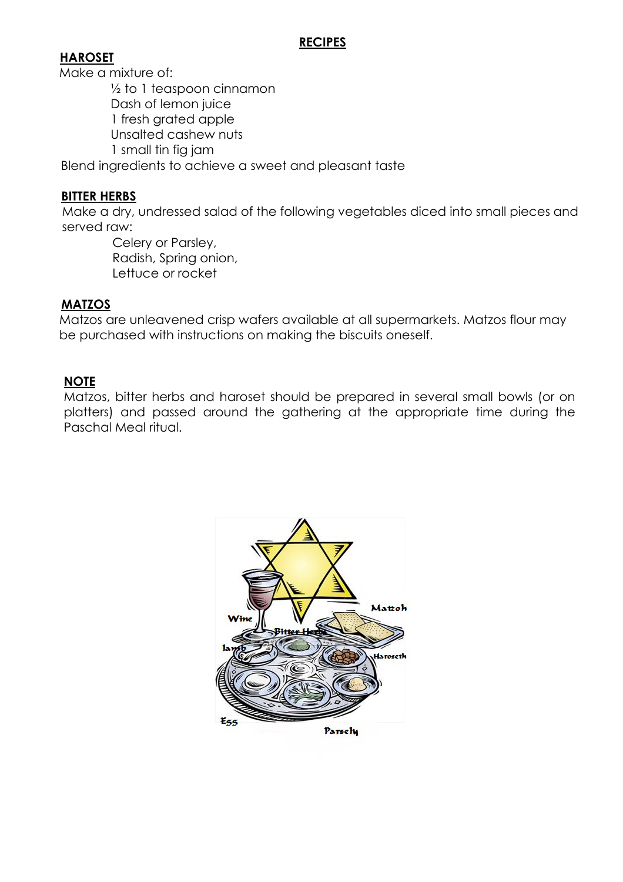# RECIPES

## HAROSET

Make a mixture of:

- ½ to 1 teaspoon cinnamon
- Dash of lemon juice
- 1 fresh grated apple
- Unsalted cashew nuts
- 1 small tin fig jam

Blend ingredients to achieve a sweet and pleasant taste

## BITTER HERBS

Make a dry, undressed salad of the following vegetables diced into small pieces and served raw:

- Celery or Parsley,
- Radish, Spring onion,
- Lettuce or rocket

## MATZOS

Matzos are unleavened crisp wafers available at all supermarkets. Matzos flour may be purchased with instructions on making the biscuits oneself.

## NOTE

Matzos, bitter herbs and haroset should be prepared in several small bowls (or on platters) and passed around the gathering at the appropriate time during the Paschal Meal ritual.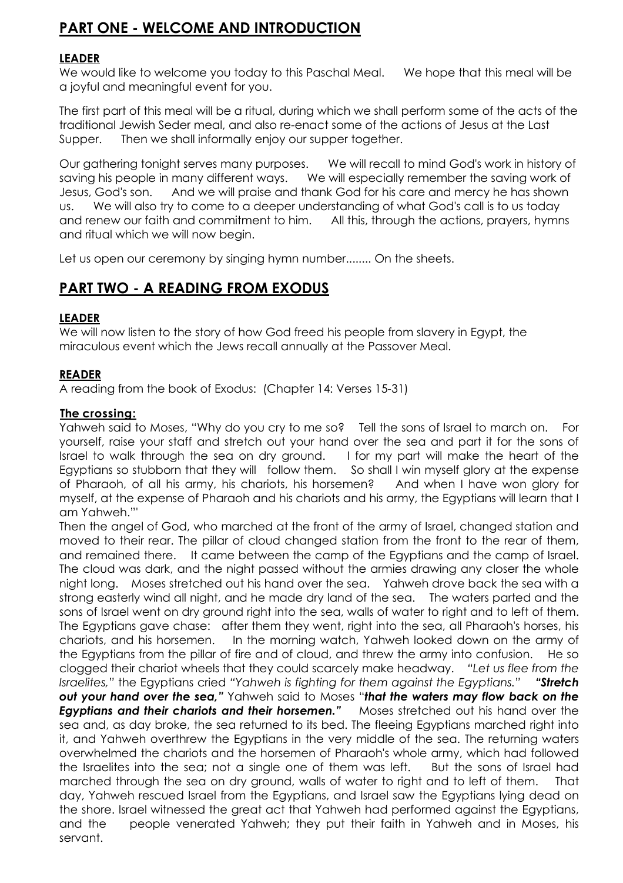# PART ONE - WELCOME AND INTRODUCTION

**LEADER**

We would like to welcome you today to this Paschal Meal. We hope that this meal will be a joyful and meaningful event for you.

The first part of this meal will be a ritual, during which we shall perform some of the acts of the traditional Jewish Seder meal, and also re-enact some of the actions of Jesus at the Last Supper. Then we shall informally enjoy our supper together.

Our gathering tonight serves many purposes. We will recall to mind God's work in history of saving his people in many different ways. We will especially remember the saving work of Jesus, God's son. And we will praise and thank God for his care and mercy he has shown us. We will also try to come to a deeper understanding of what God's call is to us today and renew our faith and commitment to him. All this, through the actions, prayers, hymns and ritual which we will now begin.

Let us open our ceremony by singing hymn number........ On the sheets.

# PART TWO - A READING FROM EXODUS

**LEADER**

We will now listen to the story of how God freed his people from slavery in Egypt, the miraculous event which the Jews recall annually at the Passover Meal.

**READER**

A reading from the book of Exodus: (Chapter 14: Verses 15-31)

**The crossing:**

Yahweh said to Moses, "Why do you cry to me so? Tell the sons of Israel to march on. For yourself, raise your staff and stretch out your hand over the sea and part it for the sons of Israel to walk through the sea on dry ground. I for my part will make the heart of the Egyptians so stubborn that they will follow them. So shall I win myself glory at the expense of Pharaoh, of all his army, his chariots, his horsemen? And when I have won glory for myself, at the expense of Pharaoh and his chariots and his army, the Egyptians will learn that I am Yahweh."'

Then the angel of God, who marched at the front of the army of Israel, changed station and moved to their rear. The pillar of cloud changed station from the front to the rear of them, and remained there. It came between the camp of the Egyptians and the camp of Israel. The cloud was dark, and the night passed without the armies drawing any closer the whole night long. Moses stretched out his hand over the sea. Yahweh drove back the sea with a strong easterly wind all night, and he made dry land of the sea. The waters parted and the sons of Israel went on dry ground right into the sea, walls of water to right and to left of them. The Egyptians gave chase: after them they went, right into the sea, all Pharaoh's horses, his chariots, and his horsemen. In the morning watch, Yahweh looked down on the army of the Egyptians from the pillar of fire and of cloud, and threw the army into confusion. He so clogged their chariot wheels that they could scarcely make headway. *"Let us flee from the Israelites,"* the Egyptians cried *"Yahweh is fighting for them against the Egyptians."* ***"Stretch out your hand over the sea,"*** Yahweh said to Moses "***that the waters may flow back on the Egyptians and their chariots and their horsemen."*** Moses stretched out his hand over the sea and, as day broke, the sea returned to its bed. The fleeing Egyptians marched right into it, and Yahweh overthrew the Egyptians in the very middle of the sea. The returning waters overwhelmed the chariots and the horsemen of Pharaoh's whole army, which had followed the Israelites into the sea; not a single one of them was left. But the sons of Israel had marched through the sea on dry ground, walls of water to right and to left of them. That day, Yahweh rescued Israel from the Egyptians, and Israel saw the Egyptians lying dead on the shore. Israel witnessed the great act that Yahweh had performed against the Egyptians, and the people venerated Yahweh; they put their faith in Yahweh and in Moses, his servant.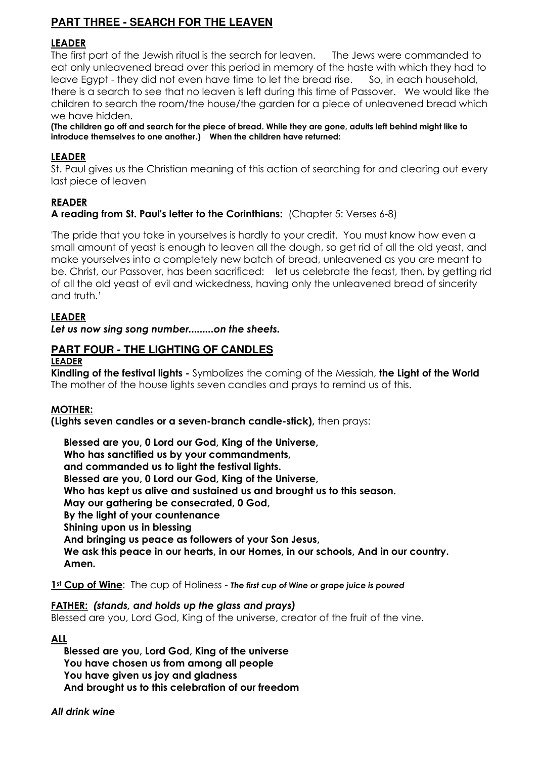## PART THREE - SEARCH FOR THE LEAVEN

**LEADER**

The first part of the Jewish ritual is the search for leaven. The Jews were commanded to eat only unleavened bread over this period in memory of the haste with which they had to leave Egypt - they did not even have time to let the bread rise. So, in each household, there is a search to see that no leaven is left during this time of Passover. We would like the children to search the room/the house/the garden for a piece of unleavened bread which we have hidden.

**(The children go off and search for the piece of bread. While they are gone, adults left behind might like to introduce themselves to one another.) When the children have returned:**

**LEADER**

St. Paul gives us the Christian meaning of this action of searching for and clearing out every last piece of leaven

**READER**

**A reading from St. Paul's letter to the Corinthians:** (Chapter 5: Verses 6-8)

'The pride that you take in yourselves is hardly to your credit. You must know how even a small amount of yeast is enough to leaven all the dough, so get rid of all the old yeast, and make yourselves into a completely new batch of bread, unleavened as you are meant to be. Christ, our Passover, has been sacrificed: let us celebrate the feast, then, by getting rid of all the old yeast of evil and wickedness, having only the unleavened bread of sincerity and truth.'

**LEADER**

***Let us now sing song number.........on the sheets.***

## PART FOUR - THE LIGHTING OF CANDLES

**LEADER**

**Kindling of the festival lights -** Symbolizes the coming of the Messiah, **the Light of the World** The mother of the house lights seven candles and prays to remind us of this.

**MOTHER:**

**(Lights seven candles or a seven-branch candle-stick),** then prays:

**Blessed are you, 0 Lord our God, King of the Universe,**
**Who has sanctified us by your commandments,**
**and commanded us to light the festival lights.**
**Blessed are you, 0 Lord our God, King of the Universe,**
**Who has kept us alive and sustained us and brought us to this season.**
**May our gathering be consecrated, 0 God,**
**By the light of your countenance**
**Shining upon us in blessing**
**And bringing us peace as followers of your Son Jesus,**
**We ask this peace in our hearts, in our Homes, in our schools, And in our country.**
**Amen.**

**1st Cup of Wine**: The cup of Holiness - ***The first cup of Wine or grape juice is poured***

**FATHER:** ***(stands, and holds up the glass and prays)***

Blessed are you, Lord God, King of the universe, creator of the fruit of the vine.

**ALL**

**Blessed are you, Lord God, King of the universe**
**You have chosen us from among all people**
**You have given us joy and gladness**
**And brought us to this celebration of our freedom**

***All drink wine***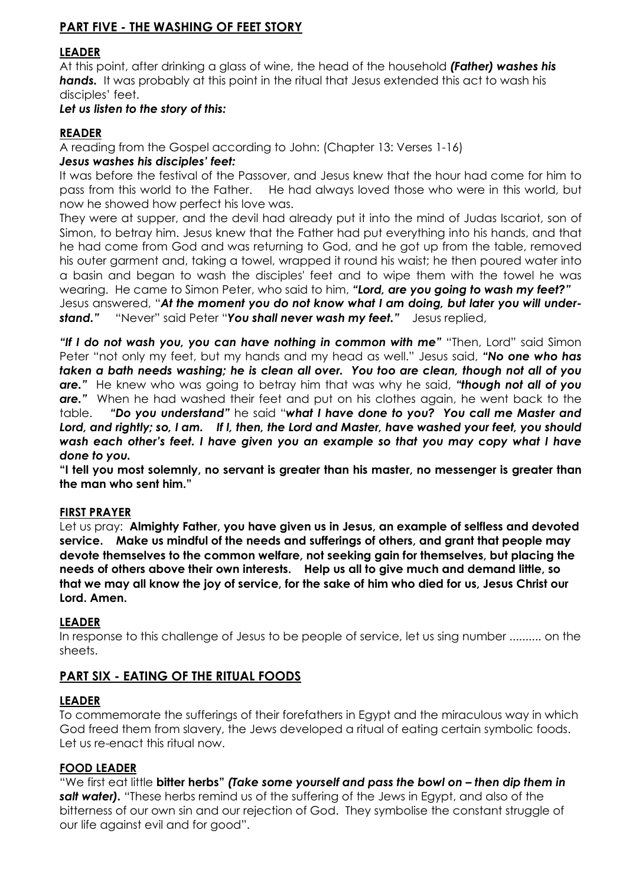## PART FIVE - THE WASHING OF FEET STORY

### LEADER

At this point, after drinking a glass of wine, the head of the household ***(Father) washes his hands.*** It was probably at this point in the ritual that Jesus extended this act to wash his disciples' feet.

***Let us listen to the story of this:***

### READER

A reading from the Gospel according to John: (Chapter 13: Verses 1-16)

***Jesus washes his disciples' feet:***

It was before the festival of the Passover, and Jesus knew that the hour had come for him to pass from this world to the Father. He had always loved those who were in this world, but now he showed how perfect his love was.

They were at supper, and the devil had already put it into the mind of Judas Iscariot, son of Simon, to betray him. Jesus knew that the Father had put everything into his hands, and that he had come from God and was returning to God, and he got up from the table, removed his outer garment and, taking a towel, wrapped it round his waist; he then poured water into a basin and began to wash the disciples' feet and to wipe them with the towel he was wearing. He came to Simon Peter, who said to him, ***"Lord, are you going to wash my feet?"*** Jesus answered, "***At the moment you do not know what I am doing, but later you will understand."*** "Never" said Peter "***You shall never wash my feet."*** Jesus replied,

***"If I do not wash you, you can have nothing in common with me"*** "Then, Lord" said Simon Peter "not only my feet, but my hands and my head as well." Jesus said, ***"No one who has taken a bath needs washing; he is clean all over. You too are clean, though not all of you are."*** He knew who was going to betray him that was why he said, ***"though not all of you are."*** When he had washed their feet and put on his clothes again, he went back to the table. ***"Do you understand"*** he said "***what I have done to you? You call me Master and Lord, and rightly; so, I am. If I, then, the Lord and Master, have washed your feet, you should wash each other's feet. I have given you an example so that you may copy what I have done to you.***

**"I tell you most solemnly, no servant is greater than his master, no messenger is greater than the man who sent him."**

### FIRST PRAYER

Let us pray: **Almighty Father, you have given us in Jesus, an example of selfless and devoted service. Make us mindful of the needs and sufferings of others, and grant that people may devote themselves to the common welfare, not seeking gain for themselves, but placing the needs of others above their own interests. Help us all to give much and demand little, so that we may all know the joy of service, for the sake of him who died for us, Jesus Christ our Lord. Amen.**

### LEADER

In response to this challenge of Jesus to be people of service, let us sing number .......... on the sheets.

## PART SIX - EATING OF THE RITUAL FOODS

### LEADER

To commemorate the sufferings of their forefathers in Egypt and the miraculous way in which God freed them from slavery, the Jews developed a ritual of eating certain symbolic foods. Let us re-enact this ritual now.

### FOOD LEADER

"We first eat little **bitter herbs"** ***(Take some yourself and pass the bowl on – then dip them in salt water).*** "These herbs remind us of the suffering of the Jews in Egypt, and also of the bitterness of our own sin and our rejection of God. They symbolise the constant struggle of our life against evil and for good".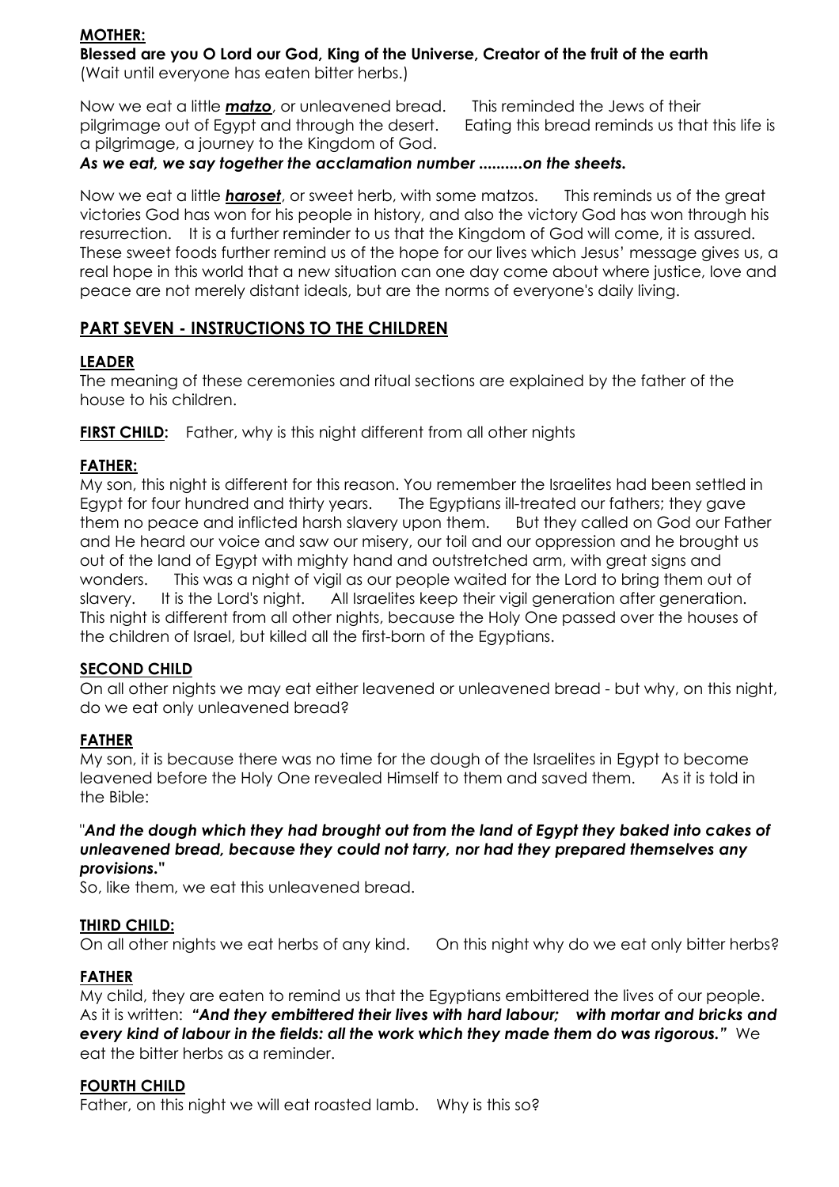**MOTHER:**

**Blessed are you O Lord our God, King of the Universe, Creator of the fruit of the earth**
(Wait until everyone has eaten bitter herbs.)

Now we eat a little ***matzo***, or unleavened bread. This reminded the Jews of their pilgrimage out of Egypt and through the desert. Eating this bread reminds us that this life is a pilgrimage, a journey to the Kingdom of God.

***As we eat, we say together the acclamation number ..........on the sheets.***

Now we eat a little ***haroset***, or sweet herb, with some matzos. This reminds us of the great victories God has won for his people in history, and also the victory God has won through his resurrection. It is a further reminder to us that the Kingdom of God will come, it is assured. These sweet foods further remind us of the hope for our lives which Jesus' message gives us, a real hope in this world that a new situation can one day come about where justice, love and peace are not merely distant ideals, but are the norms of everyone's daily living.

## PART SEVEN - INSTRUCTIONS TO THE CHILDREN

**LEADER**

The meaning of these ceremonies and ritual sections are explained by the father of the house to his children.

**FIRST CHILD:** Father, why is this night different from all other nights

**FATHER:**

My son, this night is different for this reason. You remember the Israelites had been settled in Egypt for four hundred and thirty years. The Egyptians ill-treated our fathers; they gave them no peace and inflicted harsh slavery upon them. But they called on God our Father and He heard our voice and saw our misery, our toil and our oppression and he brought us out of the land of Egypt with mighty hand and outstretched arm, with great signs and wonders. This was a night of vigil as our people waited for the Lord to bring them out of slavery. It is the Lord's night. All Israelites keep their vigil generation after generation. This night is different from all other nights, because the Holy One passed over the houses of the children of Israel, but killed all the first-born of the Egyptians.

**SECOND CHILD**

On all other nights we may eat either leavened or unleavened bread - but why, on this night, do we eat only unleavened bread?

**FATHER**

My son, it is because there was no time for the dough of the Israelites in Egypt to become leavened before the Holy One revealed Himself to them and saved them. As it is told in the Bible:

"***And the dough which they had brought out from the land of Egypt they baked into cakes of unleavened bread, because they could not tarry, nor had they prepared themselves any provisions.***"

So, like them, we eat this unleavened bread.

**THIRD CHILD:**

On all other nights we eat herbs of any kind. On this night why do we eat only bitter herbs?

**FATHER**

My child, they are eaten to remind us that the Egyptians embittered the lives of our people. As it is written: ***"And they embittered their lives with hard labour; with mortar and bricks and every kind of labour in the fields: all the work which they made them do was rigorous."*** We eat the bitter herbs as a reminder.

**FOURTH CHILD**

Father, on this night we will eat roasted lamb. Why is this so?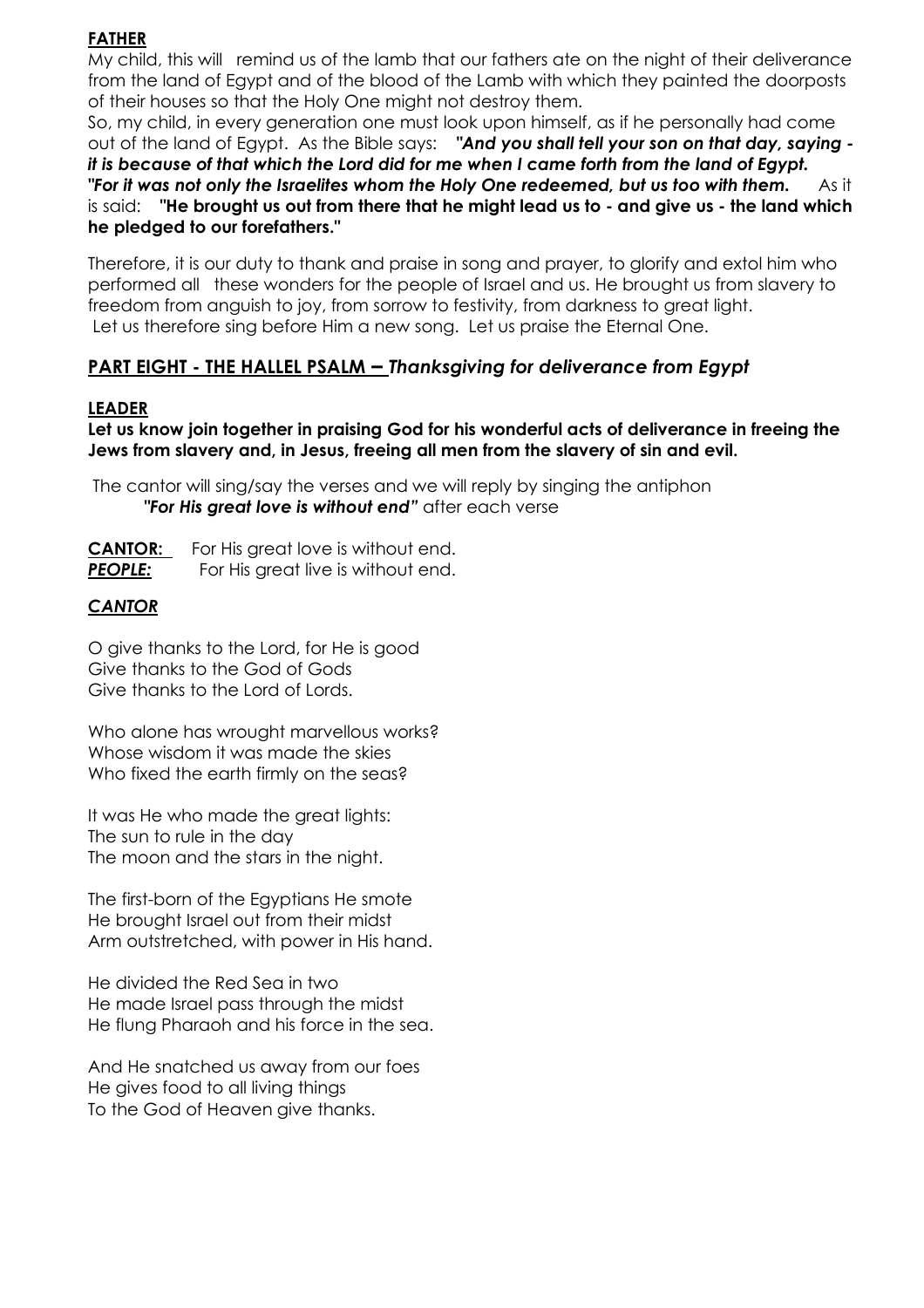**FATHER**

My child, this will remind us of the lamb that our fathers ate on the night of their deliverance from the land of Egypt and of the blood of the Lamb with which they painted the doorposts of their houses so that the Holy One might not destroy them.

So, my child, in every generation one must look upon himself, as if he personally had come out of the land of Egypt. As the Bible says: ***"And you shall tell your son on that day, saying - it is because of that which the Lord did for me when I came forth from the land of Egypt. "For it was not only the Israelites whom the Holy One redeemed, but us too with them.*** As it is said: **"He brought us out from there that he might lead us to - and give us - the land which he pledged to our forefathers."**

Therefore, it is our duty to thank and praise in song and prayer, to glorify and extol him who performed all these wonders for the people of Israel and us. He brought us from slavery to freedom from anguish to joy, from sorrow to festivity, from darkness to great light. Let us therefore sing before Him a new song. Let us praise the Eternal One.

## PART EIGHT - THE HALLEL PSALM – *Thanksgiving for deliverance from Egypt*

**LEADER**

**Let us know join together in praising God for his wonderful acts of deliverance in freeing the Jews from slavery and, in Jesus, freeing all men from the slavery of sin and evil.**

The cantor will sing/say the verses and we will reply by singing the antiphon ***"For His great love is without end"*** after each verse

**CANTOR:** For His great love is without end.
***PEOPLE:*** For His great live is without end.

***CANTOR***

O give thanks to the Lord, for He is good
Give thanks to the God of Gods
Give thanks to the Lord of Lords.

Who alone has wrought marvellous works?
Whose wisdom it was made the skies
Who fixed the earth firmly on the seas?

It was He who made the great lights:
The sun to rule in the day
The moon and the stars in the night.

The first-born of the Egyptians He smote
He brought Israel out from their midst
Arm outstretched, with power in His hand.

He divided the Red Sea in two
He made Israel pass through the midst
He flung Pharaoh and his force in the sea.

And He snatched us away from our foes
He gives food to all living things
To the God of Heaven give thanks.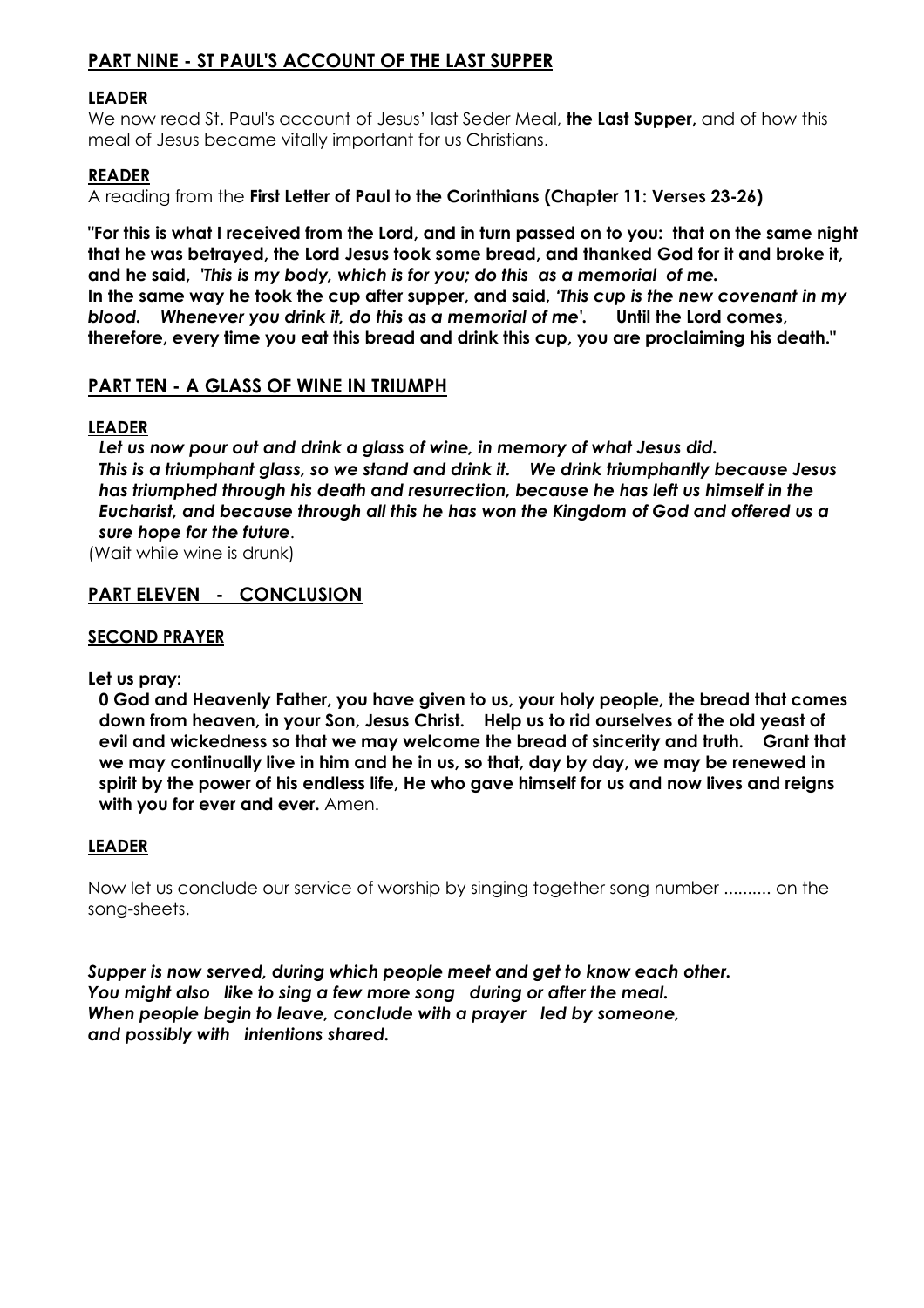## PART NINE - ST PAUL'S ACCOUNT OF THE LAST SUPPER

**LEADER**

We now read St. Paul's account of Jesus' last Seder Meal, **the Last Supper,** and of how this meal of Jesus became vitally important for us Christians.

**READER**

A reading from the **First Letter of Paul to the Corinthians (Chapter 11: Verses 23-26)**

**"For this is what I received from the Lord, and in turn passed on to you: that on the same night that he was betrayed, the Lord Jesus took some bread, and thanked God for it and broke it, and he said, *'This is my body, which is for you; do this as a memorial of me.* In the same way he took the cup after supper, and said, *'This cup is the new covenant in my blood. Whenever you drink it, do this as a memorial of me'.* Until the Lord comes, therefore, every time you eat this bread and drink this cup, you are proclaiming his death."**

## PART TEN - A GLASS OF WINE IN TRIUMPH

**LEADER**

***Let us now pour out and drink a glass of wine, in memory of what Jesus did. This is a triumphant glass, so we stand and drink it. We drink triumphantly because Jesus has triumphed through his death and resurrection, because he has left us himself in the Eucharist, and because through all this he has won the Kingdom of God and offered us a sure hope for the future***.

(Wait while wine is drunk)

## PART ELEVEN - CONCLUSION

**SECOND PRAYER**

**Let us pray:**

**0 God and Heavenly Father, you have given to us, your holy people, the bread that comes down from heaven, in your Son, Jesus Christ. Help us to rid ourselves of the old yeast of evil and wickedness so that we may welcome the bread of sincerity and truth. Grant that we may continually live in him and he in us, so that, day by day, we may be renewed in spirit by the power of his endless life, He who gave himself for us and now lives and reigns with you for ever and ever.** Amen.

**LEADER**

Now let us conclude our service of worship by singing together song number .......... on the song-sheets.

***Supper is now served, during which people meet and get to know each other. You might also like to sing a few more song during or after the meal. When people begin to leave, conclude with a prayer led by someone, and possibly with intentions shared.***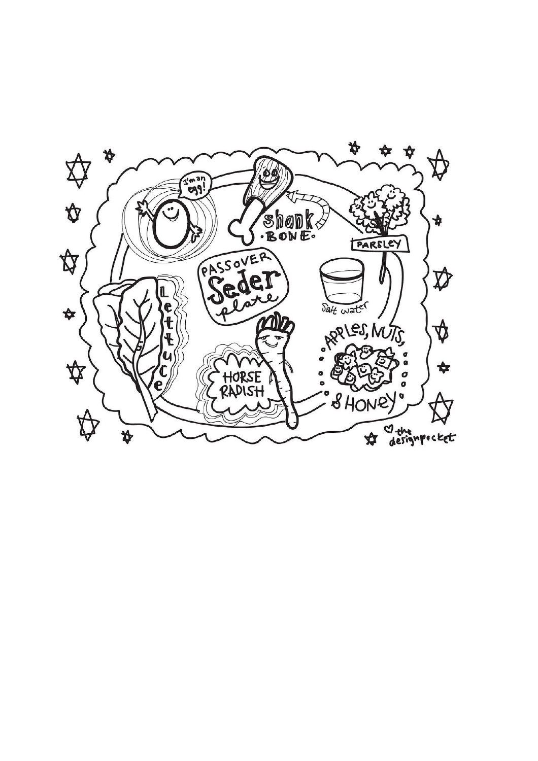PASSOVER Seder plate

I'm an egg!

shank BONE

PARSLEY

Salt water

Lettuce

HORSE RADISH

APPLES, NUTS, & HONEY

the designpocket